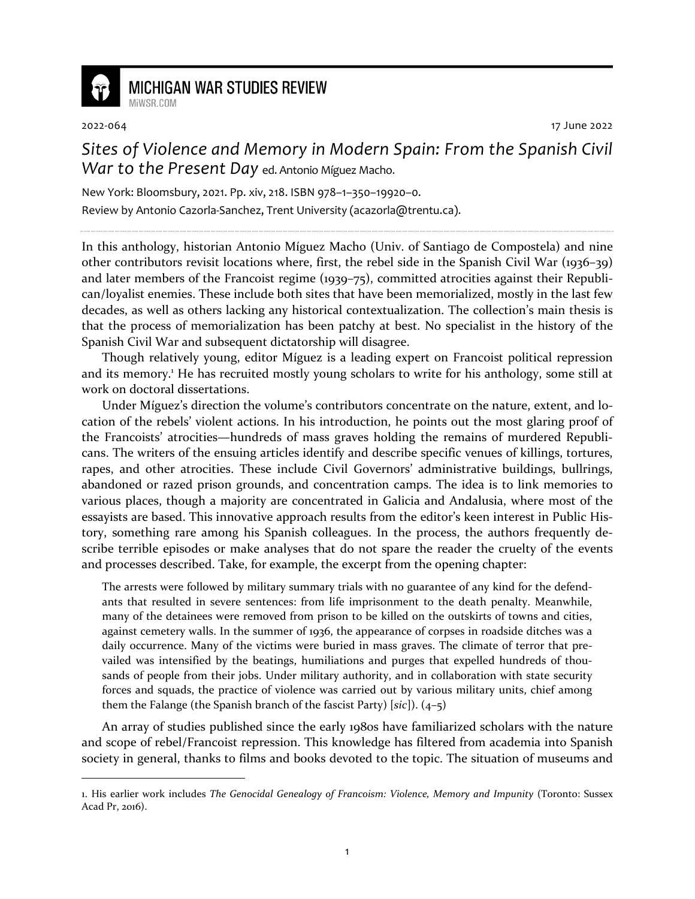MICHIGAN WAR STUDIES REVIEW
MiWSR.COM

2022-064 17 June 2022

# *Sites of Violence and Memory in Modern Spain: From the Spanish Civil War to the Present Day* ed. Antonio Míguez Macho.

New York: Bloomsbury, 2021. Pp. xiv, 218. ISBN 978–1–350–19920–0.

Review by Antonio Cazorla-Sanchez, Trent University (acazorla@trentu.ca).

---

In this anthology, historian Antonio Míguez Macho (Univ. of Santiago de Compostela) and nine other contributors revisit locations where, first, the rebel side in the Spanish Civil War (1936–39) and later members of the Francoist regime (1939–75), committed atrocities against their Republican/loyalist enemies. These include both sites that have been memorialized, mostly in the last few decades, as well as others lacking any historical contextualization. The collection's main thesis is that the process of memorialization has been patchy at best. No specialist in the history of the Spanish Civil War and subsequent dictatorship will disagree.

Though relatively young, editor Míguez is a leading expert on Francoist political repression and its memory.[1] He has recruited mostly young scholars to write for his anthology, some still at work on doctoral dissertations.

Under Míguez's direction the volume's contributors concentrate on the nature, extent, and location of the rebels' violent actions. In his introduction, he points out the most glaring proof of the Francoists' atrocities—hundreds of mass graves holding the remains of murdered Republicans. The writers of the ensuing articles identify and describe specific venues of killings, tortures, rapes, and other atrocities. These include Civil Governors' administrative buildings, bullrings, abandoned or razed prison grounds, and concentration camps. The idea is to link memories to various places, though a majority are concentrated in Galicia and Andalusia, where most of the essayists are based. This innovative approach results from the editor's keen interest in Public History, something rare among his Spanish colleagues. In the process, the authors frequently describe terrible episodes or make analyses that do not spare the reader the cruelty of the events and processes described. Take, for example, the excerpt from the opening chapter:

> The arrests were followed by military summary trials with no guarantee of any kind for the defendants that resulted in severe sentences: from life imprisonment to the death penalty. Meanwhile, many of the detainees were removed from prison to be killed on the outskirts of towns and cities, against cemetery walls. In the summer of 1936, the appearance of corpses in roadside ditches was a daily occurrence. Many of the victims were buried in mass graves. The climate of terror that prevailed was intensified by the beatings, humiliations and purges that expelled hundreds of thousands of people from their jobs. Under military authority, and in collaboration with state security forces and squads, the practice of violence was carried out by various military units, chief among them the Falange (the Spanish branch of the fascist Party) [*sic*]). (4–5)

An array of studies published since the early 1980s have familiarized scholars with the nature and scope of rebel/Francoist repression. This knowledge has filtered from academia into Spanish society in general, thanks to films and books devoted to the topic. The situation of museums and

---

1. His earlier work includes *The Genocidal Genealogy of Francoism: Violence, Memory and Impunity* (Toronto: Sussex Acad Pr, 2016).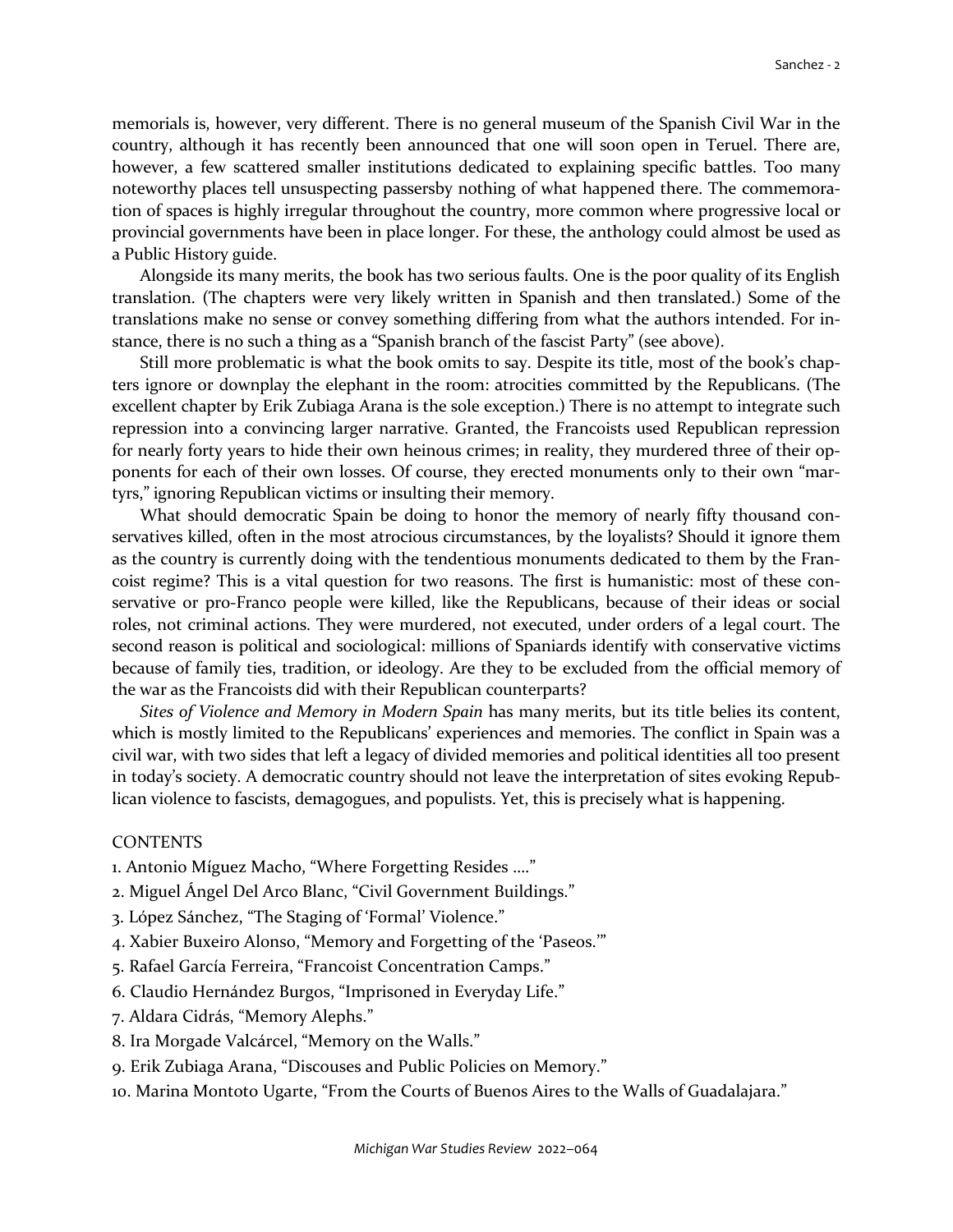memorials is, however, very different. There is no general museum of the Spanish Civil War in the country, although it has recently been announced that one will soon open in Teruel. There are, however, a few scattered smaller institutions dedicated to explaining specific battles. Too many noteworthy places tell unsuspecting passersby nothing of what happened there. The commemoration of spaces is highly irregular throughout the country, more common where progressive local or provincial governments have been in place longer. For these, the anthology could almost be used as a Public History guide.

Alongside its many merits, the book has two serious faults. One is the poor quality of its English translation. (The chapters were very likely written in Spanish and then translated.) Some of the translations make no sense or convey something differing from what the authors intended. For instance, there is no such a thing as a "Spanish branch of the fascist Party" (see above).

Still more problematic is what the book omits to say. Despite its title, most of the book's chapters ignore or downplay the elephant in the room: atrocities committed by the Republicans. (The excellent chapter by Erik Zubiaga Arana is the sole exception.) There is no attempt to integrate such repression into a convincing larger narrative. Granted, the Francoists used Republican repression for nearly forty years to hide their own heinous crimes; in reality, they murdered three of their opponents for each of their own losses. Of course, they erected monuments only to their own "martyrs," ignoring Republican victims or insulting their memory.

What should democratic Spain be doing to honor the memory of nearly fifty thousand conservatives killed, often in the most atrocious circumstances, by the loyalists? Should it ignore them as the country is currently doing with the tendentious monuments dedicated to them by the Francoist regime? This is a vital question for two reasons. The first is humanistic: most of these conservative or pro-Franco people were killed, like the Republicans, because of their ideas or social roles, not criminal actions. They were murdered, not executed, under orders of a legal court. The second reason is political and sociological: millions of Spaniards identify with conservative victims because of family ties, tradition, or ideology. Are they to be excluded from the official memory of the war as the Francoists did with their Republican counterparts?

*Sites of Violence and Memory in Modern Spain* has many merits, but its title belies its content, which is mostly limited to the Republicans' experiences and memories. The conflict in Spain was a civil war, with two sides that left a legacy of divided memories and political identities all too present in today's society. A democratic country should not leave the interpretation of sites evoking Republican violence to fascists, demagogues, and populists. Yet, this is precisely what is happening.

CONTENTS

1. Antonio Míguez Macho, "Where Forgetting Resides …."
2. Miguel Ángel Del Arco Blanc, "Civil Government Buildings."
3. López Sánchez, "The Staging of 'Formal' Violence."
4. Xabier Buxeiro Alonso, "Memory and Forgetting of the 'Paseos.'"
5. Rafael García Ferreira, "Francoist Concentration Camps."
6. Claudio Hernández Burgos, "Imprisoned in Everyday Life."
7. Aldara Cidrás, "Memory Alephs."
8. Ira Morgade Valcárcel, "Memory on the Walls."
9. Erik Zubiaga Arana, "Discouses and Public Policies on Memory."
10. Marina Montoto Ugarte, "From the Courts of Buenos Aires to the Walls of Guadalajara."